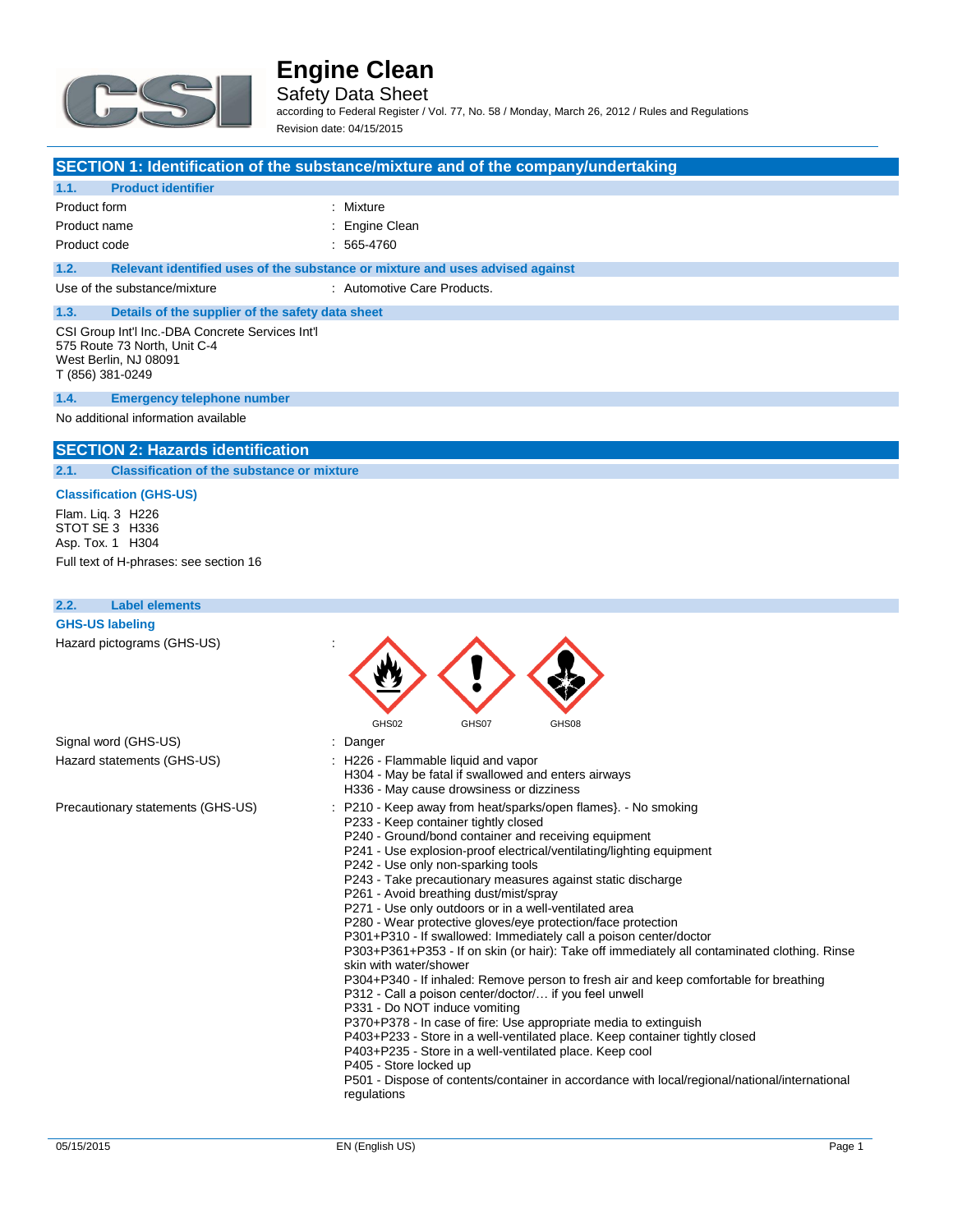# Engine Clean

Safety Data Sheet

according to Federal Register / Vol. 77, No. 58 / Monday, March 26, 2012 / Rules and Regulations

Revision date: 04/15/2015

## SECTION 1: Identification of the substance/mixture and of the company/undertaking

### 1.1. Product identifier

| | |
|---|---|
| Product form | : Mixture |
| Product name | : Engine Clean |
| Product code | : 565-4760 |

### 1.2. Relevant identified uses of the substance or mixture and uses advised against

Use of the substance/mixture : Automotive Care Products.

### 1.3. Details of the supplier of the safety data sheet

CSI Group Int'l Inc.-DBA Concrete Services Int'l
575 Route 73 North, Unit C-4
West Berlin, NJ 08091
T (856) 381-0249

### 1.4. Emergency telephone number

No additional information available

## SECTION 2: Hazards identification

### 2.1. Classification of the substance or mixture

**Classification (GHS-US)**

Flam. Liq. 3 H226
STOT SE 3 H336
Asp. Tox. 1 H304

Full text of H-phrases: see section 16

### 2.2. Label elements

**GHS-US labeling**

Hazard pictograms (GHS-US) : GHS02 GHS07 GHS08

Signal word (GHS-US) : Danger

Hazard statements (GHS-US) :
- H226 - Flammable liquid and vapor
- H304 - May be fatal if swallowed and enters airways
- H336 - May cause drowsiness or dizziness

Precautionary statements (GHS-US) :
- P210 - Keep away from heat/sparks/open flames}. - No smoking
- P233 - Keep container tightly closed
- P240 - Ground/bond container and receiving equipment
- P241 - Use explosion-proof electrical/ventilating/lighting equipment
- P242 - Use only non-sparking tools
- P243 - Take precautionary measures against static discharge
- P261 - Avoid breathing dust/mist/spray
- P271 - Use only outdoors or in a well-ventilated area
- P280 - Wear protective gloves/eye protection/face protection
- P301+P310 - If swallowed: Immediately call a poison center/doctor
- P303+P361+P353 - If on skin (or hair): Take off immediately all contaminated clothing. Rinse skin with water/shower
- P304+P340 - If inhaled: Remove person to fresh air and keep comfortable for breathing
- P312 - Call a poison center/doctor/… if you feel unwell
- P331 - Do NOT induce vomiting
- P370+P378 - In case of fire: Use appropriate media to extinguish
- P403+P233 - Store in a well-ventilated place. Keep container tightly closed
- P403+P235 - Store in a well-ventilated place. Keep cool
- P405 - Store locked up
- P501 - Dispose of contents/container in accordance with local/regional/national/international regulations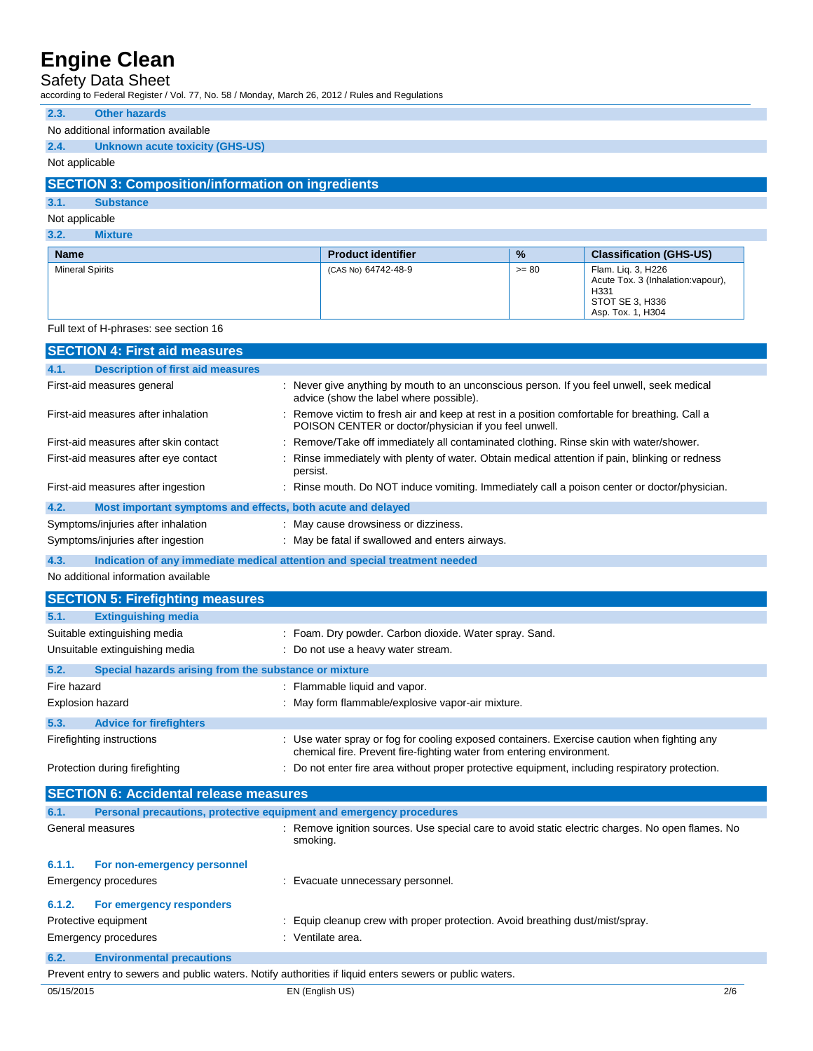### 2.3. Other hazards

No additional information available

### 2.4. Unknown acute toxicity (GHS-US)

Not applicable

## SECTION 3: Composition/information on ingredients

### 3.1. Substance

Not applicable

### 3.2. Mixture

| Name | Product identifier | % | Classification (GHS-US) |
|---|---|---|---|
| Mineral Spirits | (CAS No) 64742-48-9 | >= 80 | Flam. Liq. 3, H226<br>Acute Tox. 3 (Inhalation:vapour), H331<br>STOT SE 3, H336<br>Asp. Tox. 1, H304 |

Full text of H-phrases: see section 16

## SECTION 4: First aid measures

### 4.1. Description of first aid measures

First-aid measures general : Never give anything by mouth to an unconscious person. If you feel unwell, seek medical advice (show the label where possible).

First-aid measures after inhalation : Remove victim to fresh air and keep at rest in a position comfortable for breathing. Call a POISON CENTER or doctor/physician if you feel unwell.

First-aid measures after skin contact : Remove/Take off immediately all contaminated clothing. Rinse skin with water/shower.

First-aid measures after eye contact : Rinse immediately with plenty of water. Obtain medical attention if pain, blinking or redness persist.

First-aid measures after ingestion : Rinse mouth. Do NOT induce vomiting. Immediately call a poison center or doctor/physician.

### 4.2. Most important symptoms and effects, both acute and delayed

Symptoms/injuries after inhalation : May cause drowsiness or dizziness.

Symptoms/injuries after ingestion : May be fatal if swallowed and enters airways.

### 4.3. Indication of any immediate medical attention and special treatment needed

No additional information available

## SECTION 5: Firefighting measures

### 5.1. Extinguishing media

Suitable extinguishing media : Foam. Dry powder. Carbon dioxide. Water spray. Sand.

Unsuitable extinguishing media : Do not use a heavy water stream.

### 5.2. Special hazards arising from the substance or mixture

Fire hazard : Flammable liquid and vapor.

Explosion hazard : May form flammable/explosive vapor-air mixture.

### 5.3. Advice for firefighters

Firefighting instructions : Use water spray or fog for cooling exposed containers. Exercise caution when fighting any chemical fire. Prevent fire-fighting water from entering environment.

Protection during firefighting : Do not enter fire area without proper protective equipment, including respiratory protection.

## SECTION 6: Accidental release measures

### 6.1. Personal precautions, protective equipment and emergency procedures

General measures : Remove ignition sources. Use special care to avoid static electric charges. No open flames. No smoking.

#### 6.1.1. For non-emergency personnel

Emergency procedures : Evacuate unnecessary personnel.

#### 6.1.2. For emergency responders

Protective equipment : Equip cleanup crew with proper protection. Avoid breathing dust/mist/spray.

Emergency procedures : Ventilate area.

### 6.2. Environmental precautions

Prevent entry to sewers and public waters. Notify authorities if liquid enters sewers or public waters.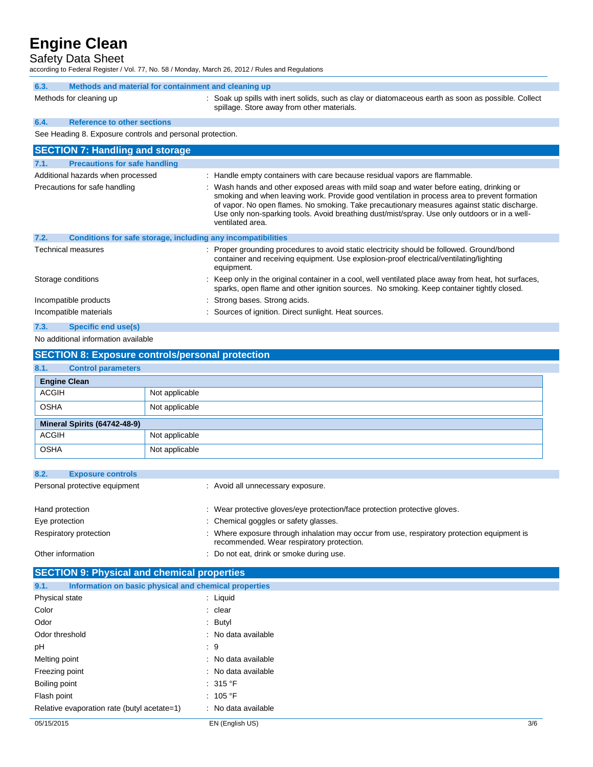### 6.3. Methods and material for containment and cleaning up

Methods for cleaning up : Soak up spills with inert solids, such as clay or diatomaceous earth as soon as possible. Collect spillage. Store away from other materials.

### 6.4. Reference to other sections

See Heading 8. Exposure controls and personal protection.

## SECTION 7: Handling and storage

### 7.1. Precautions for safe handling

Additional hazards when processed : Handle empty containers with care because residual vapors are flammable.

Precautions for safe handling : Wash hands and other exposed areas with mild soap and water before eating, drinking or smoking and when leaving work. Provide good ventilation in process area to prevent formation of vapor. No open flames. No smoking. Take precautionary measures against static discharge. Use only non-sparking tools. Avoid breathing dust/mist/spray. Use only outdoors or in a well-ventilated area.

### 7.2. Conditions for safe storage, including any incompatibilities

Technical measures : Proper grounding procedures to avoid static electricity should be followed. Ground/bond container and receiving equipment. Use explosion-proof electrical/ventilating/lighting equipment.

Storage conditions : Keep only in the original container in a cool, well ventilated place away from heat, hot surfaces, sparks, open flame and other ignition sources. No smoking. Keep container tightly closed.

Incompatible products : Strong bases. Strong acids.

Incompatible materials : Sources of ignition. Direct sunlight. Heat sources.

### 7.3. Specific end use(s)

No additional information available

## SECTION 8: Exposure controls/personal protection

### 8.1. Control parameters

| Engine Clean | |
|---|---|
| ACGIH | Not applicable |
| OSHA | Not applicable |

| Mineral Spirits (64742-48-9) | |
|---|---|
| ACGIH | Not applicable |
| OSHA | Not applicable |

### 8.2. Exposure controls

Personal protective equipment : Avoid all unnecessary exposure.

Hand protection : Wear protective gloves/eye protection/face protection protective gloves.

Eye protection : Chemical goggles or safety glasses.

Respiratory protection : Where exposure through inhalation may occur from use, respiratory protection equipment is recommended. Wear respiratory protection.

Other information : Do not eat, drink or smoke during use.

## SECTION 9: Physical and chemical properties

### 9.1. Information on basic physical and chemical properties

Physical state : Liquid

Color : clear

Odor : Butyl

Odor threshold : No data available

pH : 9

Melting point : No data available

Freezing point : No data available

Boiling point : 315 °F

Flash point : 105 °F

Relative evaporation rate (butyl acetate=1) : No data available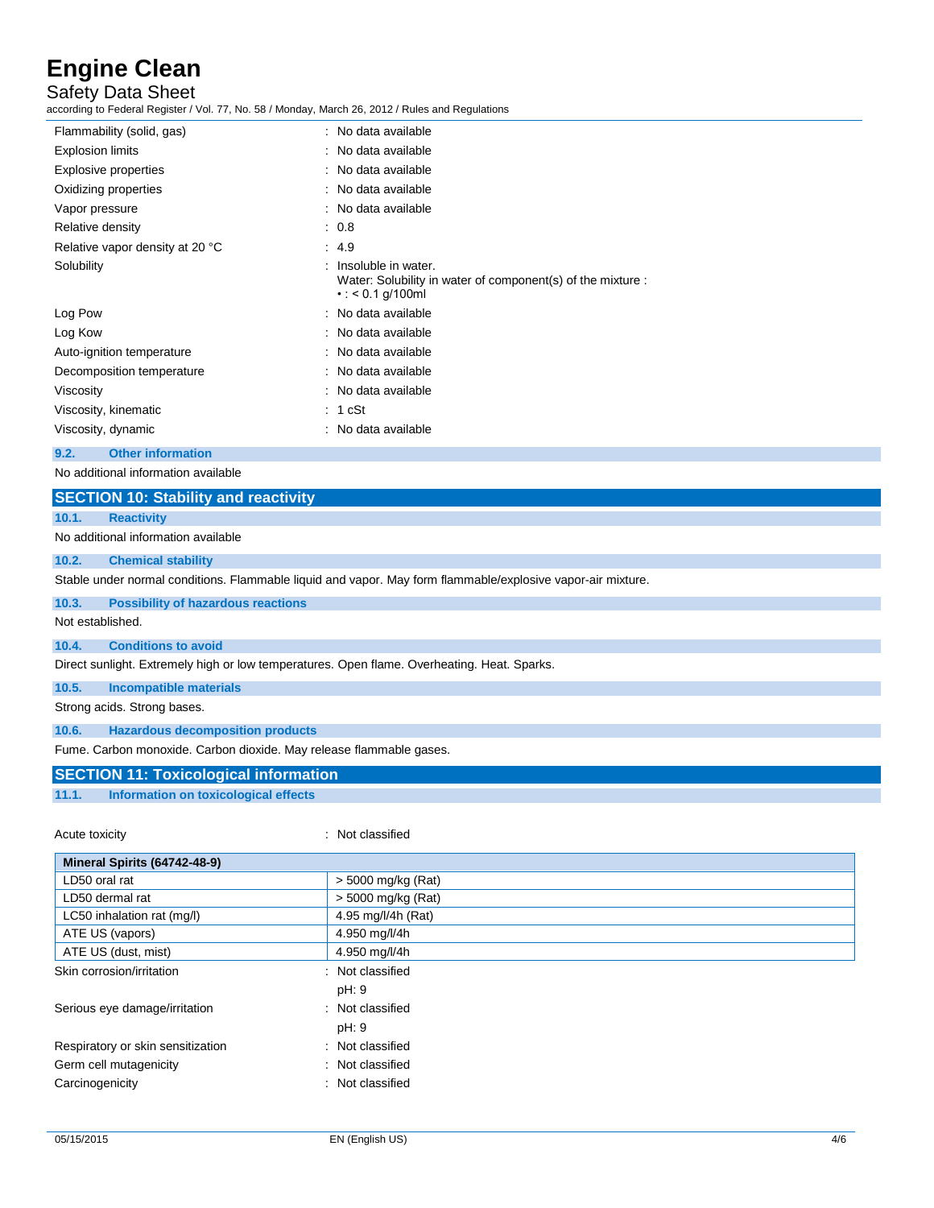| | |
|---|---|
| Flammability (solid, gas) | : No data available |
| Explosion limits | : No data available |
| Explosive properties | : No data available |
| Oxidizing properties | : No data available |
| Vapor pressure | : No data available |
| Relative density | : 0.8 |
| Relative vapor density at 20 °C | : 4.9 |
| Solubility | : Insoluble in water. Water: Solubility in water of component(s) of the mixture : • : < 0.1 g/100ml |
| Log Pow | : No data available |
| Log Kow | : No data available |
| Auto-ignition temperature | : No data available |
| Decomposition temperature | : No data available |
| Viscosity | : No data available |
| Viscosity, kinematic | : 1 cSt |
| Viscosity, dynamic | : No data available |

### 9.2. Other information

No additional information available

## SECTION 10: Stability and reactivity

### 10.1. Reactivity

No additional information available

### 10.2. Chemical stability

Stable under normal conditions. Flammable liquid and vapor. May form flammable/explosive vapor-air mixture.

### 10.3. Possibility of hazardous reactions

Not established.

### 10.4. Conditions to avoid

Direct sunlight. Extremely high or low temperatures. Open flame. Overheating. Heat. Sparks.

### 10.5. Incompatible materials

Strong acids. Strong bases.

### 10.6. Hazardous decomposition products

Fume. Carbon monoxide. Carbon dioxide. May release flammable gases.

## SECTION 11: Toxicological information

### 11.1. Information on toxicological effects

Acute toxicity : Not classified

| Mineral Spirits (64742-48-9) | |
|---|---|
| LD50 oral rat | > 5000 mg/kg (Rat) |
| LD50 dermal rat | > 5000 mg/kg (Rat) |
| LC50 inhalation rat (mg/l) | 4.95 mg/l/4h (Rat) |
| ATE US (vapors) | 4.950 mg/l/4h |
| ATE US (dust, mist) | 4.950 mg/l/4h |

| | |
|---|---|
| Skin corrosion/irritation | : Not classified<br>pH: 9 |
| Serious eye damage/irritation | : Not classified<br>pH: 9 |
| Respiratory or skin sensitization | : Not classified |
| Germ cell mutagenicity | : Not classified |
| Carcinogenicity | : Not classified |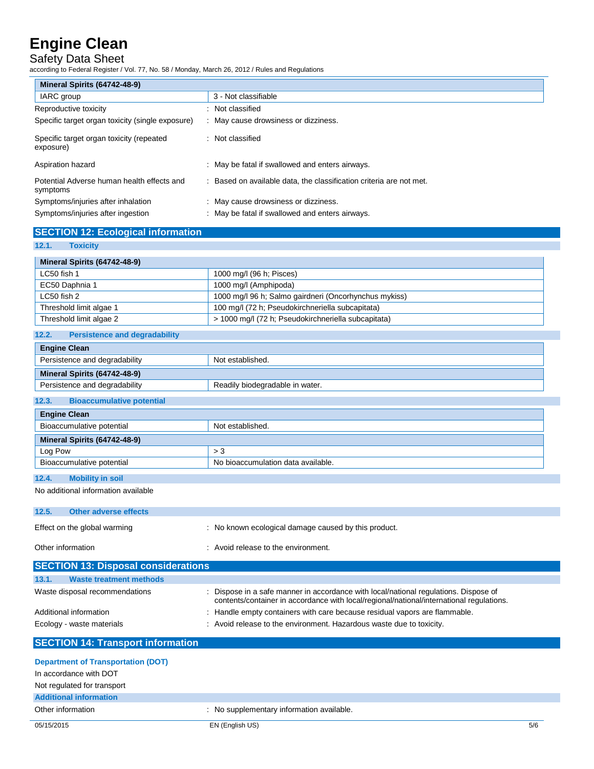| Mineral Spirits (64742-48-9) | |
|---|---|
| IARC group | 3 - Not classifiable |

Reproductive toxicity : Not classified

Specific target organ toxicity (single exposure) : May cause drowsiness or dizziness.

Specific target organ toxicity (repeated exposure) : Not classified

Aspiration hazard : May be fatal if swallowed and enters airways.

Potential Adverse human health effects and symptoms : Based on available data, the classification criteria are not met.

Symptoms/injuries after inhalation : May cause drowsiness or dizziness.

Symptoms/injuries after ingestion : May be fatal if swallowed and enters airways.

## SECTION 12: Ecological information

### 12.1. Toxicity

| Mineral Spirits (64742-48-9) | |
|---|---|
| LC50 fish 1 | 1000 mg/l (96 h; Pisces) |
| EC50 Daphnia 1 | 1000 mg/l (Amphipoda) |
| LC50 fish 2 | 1000 mg/l 96 h; Salmo gairdneri (Oncorhynchus mykiss) |
| Threshold limit algae 1 | 100 mg/l (72 h; Pseudokirchneriella subcapitata) |
| Threshold limit algae 2 | > 1000 mg/l (72 h; Pseudokirchneriella subcapitata) |

### 12.2. Persistence and degradability

| Engine Clean | |
|---|---|
| Persistence and degradability | Not established. |
| **Mineral Spirits (64742-48-9)** | |
| Persistence and degradability | Readily biodegradable in water. |

### 12.3. Bioaccumulative potential

| Engine Clean | |
|---|---|
| Bioaccumulative potential | Not established. |
| **Mineral Spirits (64742-48-9)** | |
| Log Pow | > 3 |
| Bioaccumulative potential | No bioaccumulation data available. |

### 12.4. Mobility in soil

No additional information available

### 12.5. Other adverse effects

Effect on the global warming : No known ecological damage caused by this product.

Other information : Avoid release to the environment.

## SECTION 13: Disposal considerations

### 13.1. Waste treatment methods

Waste disposal recommendations : Dispose in a safe manner in accordance with local/national regulations. Dispose of contents/container in accordance with local/regional/national/international regulations.

Additional information : Handle empty containers with care because residual vapors are flammable.

Ecology - waste materials : Avoid release to the environment. Hazardous waste due to toxicity.

## SECTION 14: Transport information

**Department of Transportation (DOT)**

In accordance with DOT

Not regulated for transport

**Additional information**

Other information : No supplementary information available.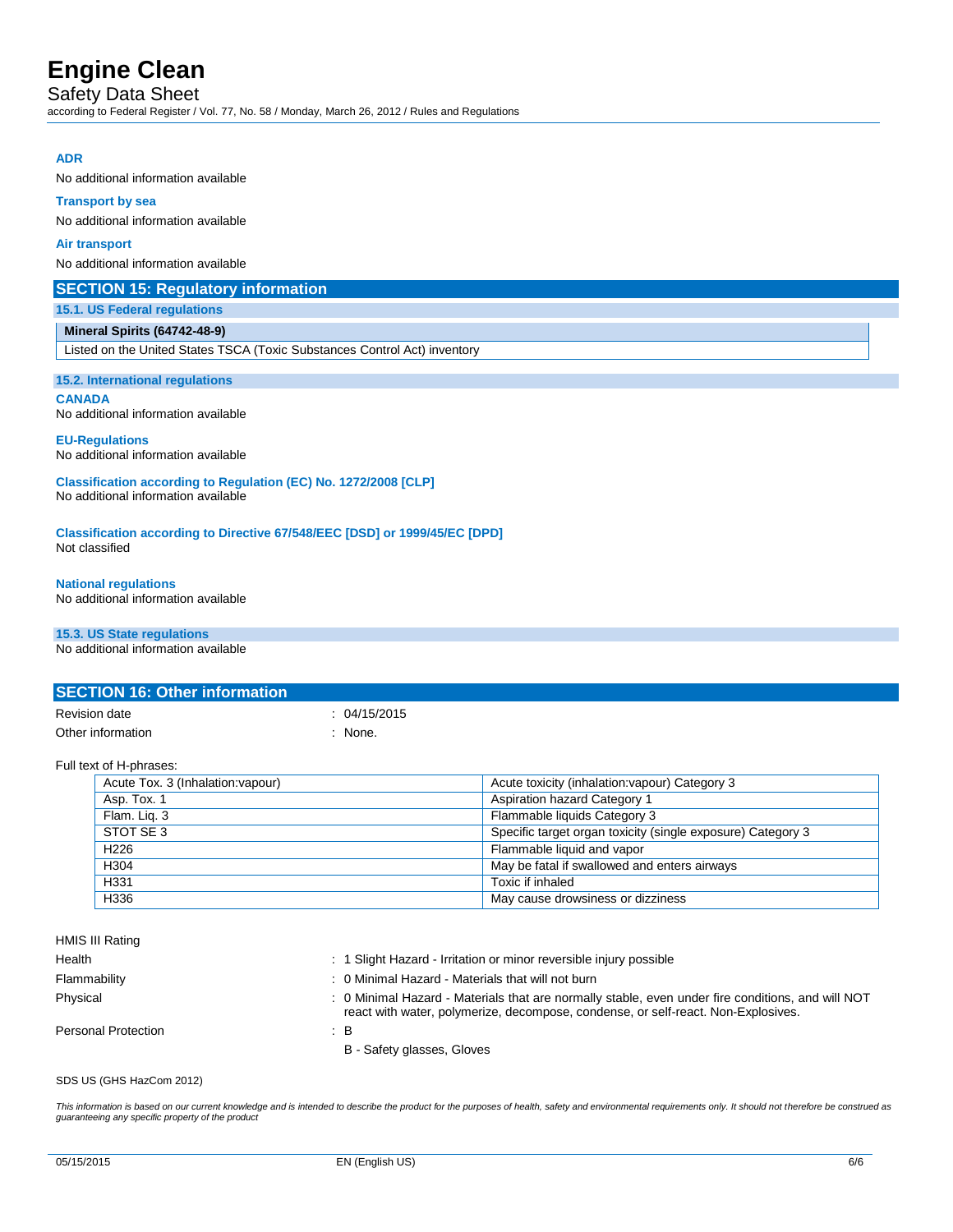**ADR**

No additional information available

**Transport by sea**

No additional information available

**Air transport**

No additional information available

## SECTION 15: Regulatory information

### 15.1. US Federal regulations

| **Mineral Spirits (64742-48-9)** |
|---|
| Listed on the United States TSCA (Toxic Substances Control Act) inventory |

### 15.2. International regulations

**CANADA**

No additional information available

**EU-Regulations**

No additional information available

**Classification according to Regulation (EC) No. 1272/2008 [CLP]**

No additional information available

**Classification according to Directive 67/548/EEC [DSD] or 1999/45/EC [DPD]**

Not classified

**National regulations**

No additional information available

### 15.3. US State regulations

No additional information available

## SECTION 16: Other information

Revision date : 04/15/2015

Other information : None.

Full text of H-phrases:

| | |
|---|---|
| Acute Tox. 3 (Inhalation:vapour) | Acute toxicity (inhalation:vapour) Category 3 |
| Asp. Tox. 1 | Aspiration hazard Category 1 |
| Flam. Liq. 3 | Flammable liquids Category 3 |
| STOT SE 3 | Specific target organ toxicity (single exposure) Category 3 |
| H226 | Flammable liquid and vapor |
| H304 | May be fatal if swallowed and enters airways |
| H331 | Toxic if inhaled |
| H336 | May cause drowsiness or dizziness |

HMIS III Rating

Health : 1 Slight Hazard - Irritation or minor reversible injury possible

Flammability : 0 Minimal Hazard - Materials that will not burn

Physical : 0 Minimal Hazard - Materials that are normally stable, even under fire conditions, and will NOT react with water, polymerize, decompose, condense, or self-react. Non-Explosives.

Personal Protection : B

B - Safety glasses, Gloves

SDS US (GHS HazCom 2012)

*This information is based on our current knowledge and is intended to describe the product for the purposes of health, safety and environmental requirements only. It should not therefore be construed as guaranteeing any specific property of the product*